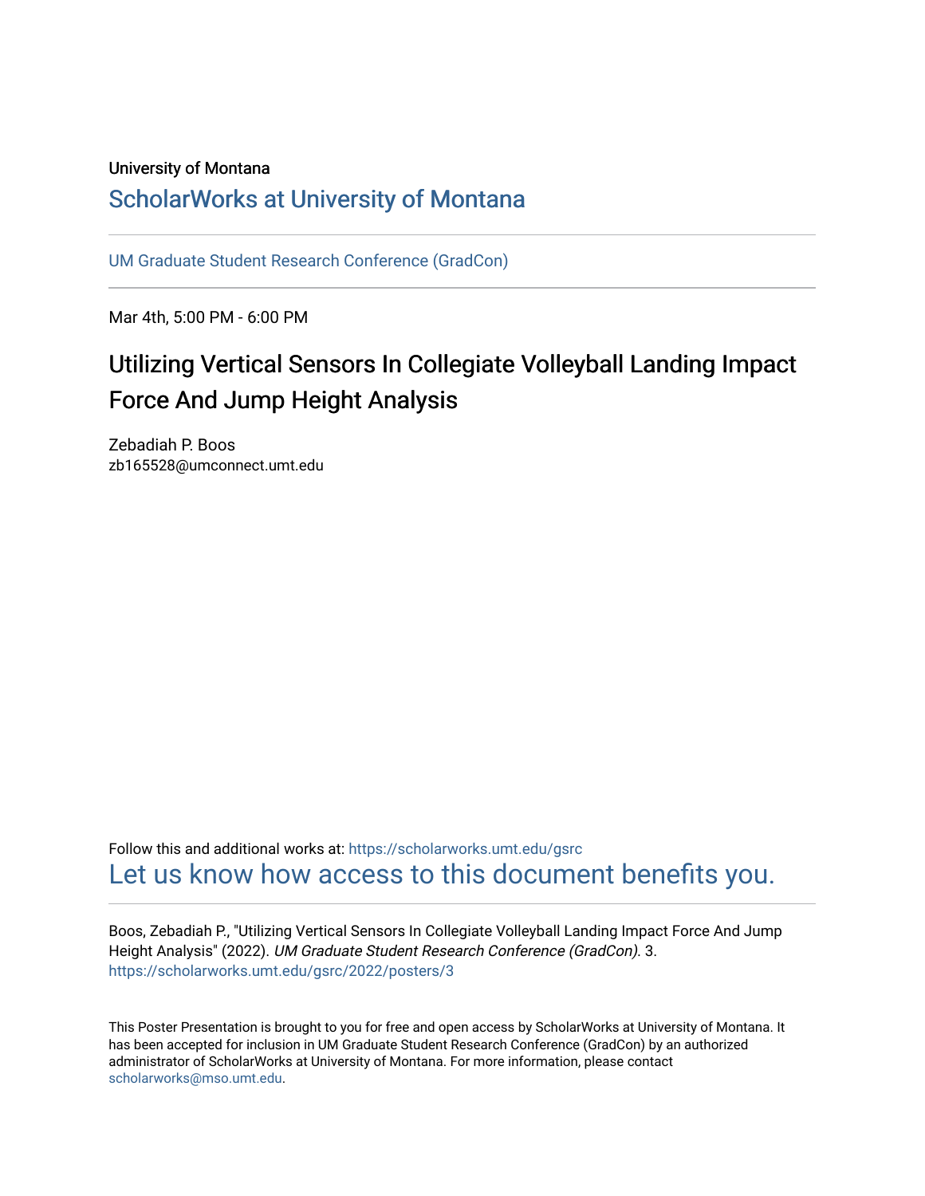University of Montana

## ScholarWorks at University of Montana

UM Graduate Student Research Conference (GradCon)

---

Mar 4th, 5:00 PM - 6:00 PM

# Utilizing Vertical Sensors In Collegiate Volleyball Landing Impact Force And Jump Height Analysis

Zebadiah P. Boos
zb165528@umconnect.umt.edu

Follow this and additional works at: https://scholarworks.umt.edu/gsrc

Let us know how access to this document benefits you.

---

Boos, Zebadiah P., "Utilizing Vertical Sensors In Collegiate Volleyball Landing Impact Force And Jump Height Analysis" (2022). *UM Graduate Student Research Conference (GradCon)*. 3.
https://scholarworks.umt.edu/gsrc/2022/posters/3

This Poster Presentation is brought to you for free and open access by ScholarWorks at University of Montana. It has been accepted for inclusion in UM Graduate Student Research Conference (GradCon) by an authorized administrator of ScholarWorks at University of Montana. For more information, please contact scholarworks@mso.umt.edu.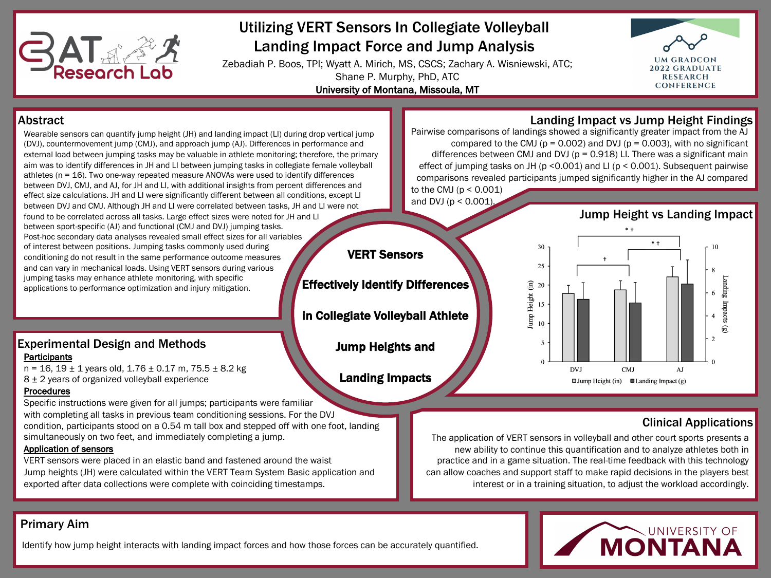# Utilizing VERT Sensors In Collegiate Volleyball Landing Impact Force and Jump Analysis

Zebadiah P. Boos, TPI; Wyatt A. Mirich, MS, CSCS; Zachary A. Wisniewski, ATC; Shane P. Murphy, PhD, ATC

**University of Montana, Missoula, MT**

BAT Research Lab

UM GRADCON 2022 GRADUATE RESEARCH CONFERENCE

## Abstract

Wearable sensors can quantify jump height (JH) and landing impact (LI) during drop vertical jump (DVJ), countermovement jump (CMJ), and approach jump (AJ). Differences in performance and external load between jumping tasks may be valuable in athlete monitoring; therefore, the primary aim was to identify differences in JH and LI between jumping tasks in collegiate female volleyball athletes (n = 16). Two one-way repeated measure ANOVAs were used to identify differences between DVJ, CMJ, and AJ, for JH and LI, with additional insights from percent differences and effect size calculations. JH and LI were significantly different between all conditions, except LI between DVJ and CMJ. Although JH and LI were correlated between tasks, JH and LI were not found to be correlated across all tasks. Large effect sizes were noted for JH and LI between sport-specific (AJ) and functional (CMJ and DVJ) jumping tasks. Post-hoc secondary data analyses revealed small effect sizes for all variables of interest between positions. Jumping tasks commonly used during conditioning do not result in the same performance outcome measures and can vary in mechanical loads. Using VERT sensors during various jumping tasks may enhance athlete monitoring, with specific applications to performance optimization and injury mitigation.

## Experimental Design and Methods

**Participants**

n = 16, 19 ± 1 years old, 1.76 ± 0.17 m, 75.5 ± 8.2 kg

8 ± 2 years of organized volleyball experience

**Procedures**

Specific instructions were given for all jumps; participants were familiar with completing all tasks in previous team conditioning sessions. For the DVJ condition, participants stood on a 0.54 m tall box and stepped off with one foot, landing simultaneously on two feet, and immediately completing a jump.

**Application of sensors**

VERT sensors were placed in an elastic band and fastened around the waist

Jump heights (JH) were calculated within the VERT Team System Basic application and exported after data collections were complete with coinciding timestamps.

**VERT Sensors Effectively Identify Differences in Collegiate Volleyball Athlete Jump Heights and Landing Impacts**

## Landing Impact vs Jump Height Findings

Pairwise comparisons of landings showed a significantly greater impact from the AJ compared to the CMJ ($p = 0.002$) and DVJ ($p = 0.003$), with no significant differences between CMJ and DVJ ($p = 0.918$) LI. There was a significant main effect of jumping tasks on JH ($p < 0.001$) and LI ($p < 0.001$). Subsequent pairwise comparisons revealed participants jumped significantly higher in the AJ compared to the CMJ ($p < 0.001$) and DVJ ($p < 0.001$).

## Jump Height vs Landing Impact

Jump Height (in): 0, 5, 10, 15, 20, 25, 30

Landing Impacts (g): 0, 2, 4, 6, 8, 10

DVJ, CMJ, AJ

* †

†

Jump Height (in) | Landing Impact (g)

## Clinical Applications

The application of VERT sensors in volleyball and other court sports presents a new ability to continue this quantification and to analyze athletes both in practice and in a game situation. The real-time feedback with this technology can allow coaches and support staff to make rapid decisions in the players best interest or in a training situation, to adjust the workload accordingly.

## Primary Aim

Identify how jump height interacts with landing impact forces and how those forces can be accurately quantified.

UNIVERSITY OF MONTANA